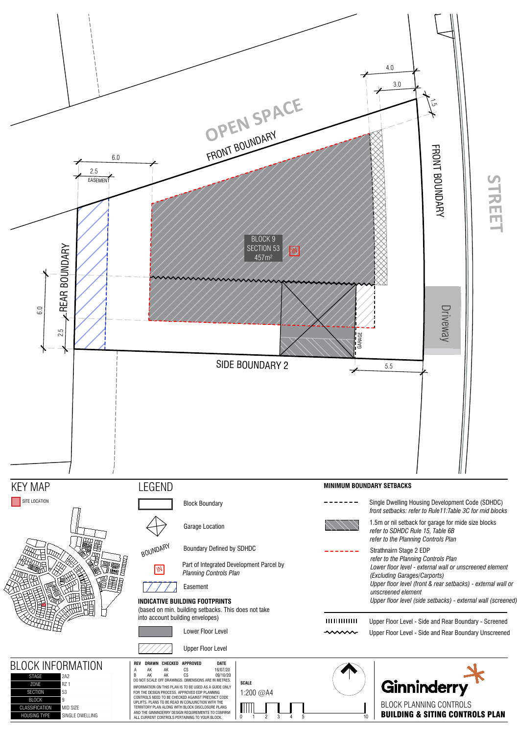OPEN SPACE

FRONT BOUNDARY

STREET

FRONT BOUNDARY

REAR BOUNDARY

SIDE BOUNDARY 2

BLOCK 9
SECTION 53
457m²

Driveway

GARAGE

EASEMENT

6.0
2.5
4.0
3.0
1.5
6.0
2.5
5.5

## KEY MAP

SITE LOCATION

## LEGEND

- Block Boundary
- Garage Location
- BOUNDARY — Boundary Defined by SDHDC
- IN — Part of Integrated Development Parcel by *Planning Controls Plan*
- Easement

**INDICATIVE BUILDING FOOTPRINTS**
(based on min. building setbacks. This does not take into account building envelopes)

- Lower Floor Level
- Upper Floor Level

**MINIMUM BOUNDARY SETBACKS**

- Single Dwelling Housing Development Code (SDHDC)
  *front setbacks: refer to Rule11:Table 3C for mid blocks*
- 1.5m or nil setback for garage for mide size blocks
  *refer to SDHDC Rule 15, Table 6B*
  *refer to the Planning Controls Plan*
- Strathnairn Stage 2 EDP
  *refer to the Planning Controls Plan*
  *Lower floor level - external wall or unscreened element (Excluding Garages/Carports)*
  *Upper floor level (front & rear setbacks) - external wall or unscreened element*
  *Upper floor level (side setbacks) - external wall (screened)*
- Upper Floor Level - Side and Rear Boundary - Screened
- Upper Floor Level - Side and Rear Boundary Unscreened

## BLOCK INFORMATION

| | |
|---|---|
| STAGE | 2A2 |
| ZONE | RZ 1 |
| SECTION | 53 |
| BLOCK | 9 |
| CLASSIFICATION | MID SIZE |
| HOUSING TYPE | SINGLE DWELLING |

| REV | DRAWN | CHECKED | APPROVED | DATE |
|---|---|---|---|---|
| A | AK | AK | CS | 16/07/20 |
| B | AK | AK | CS | 09/10/20 |

DO NOT SCALE OFF DRAWINGS. DIMENSIONS ARE IN METRES.

INFORMATION ON THIS PLAN IS TO BE USED AS A GUIDE ONLY FOR THE DESIGN PROCESS. APPROVED EDP PLANNING CONTROLS NEED TO BE CHECKED AGAINST PRECINCT CODE UPLIFTS. PLANS TO BE READ IN CONJUNCTION WITH THE TERRITORY PLAN ALONG WITH BLOCK DISCLOSURE PLANS AND THE GINNINDERRY DESIGN REQUIREMENTS TO CONFIRM ALL CURRENT CONTROLS PERTAINING TO YOUR BLOCK.

**SCALE**
1:200 @A4

0 1 2 3 4 5 10

Ginninderry

BLOCK PLANNING CONTROLS
**BUILDING & SITING CONTROLS PLAN**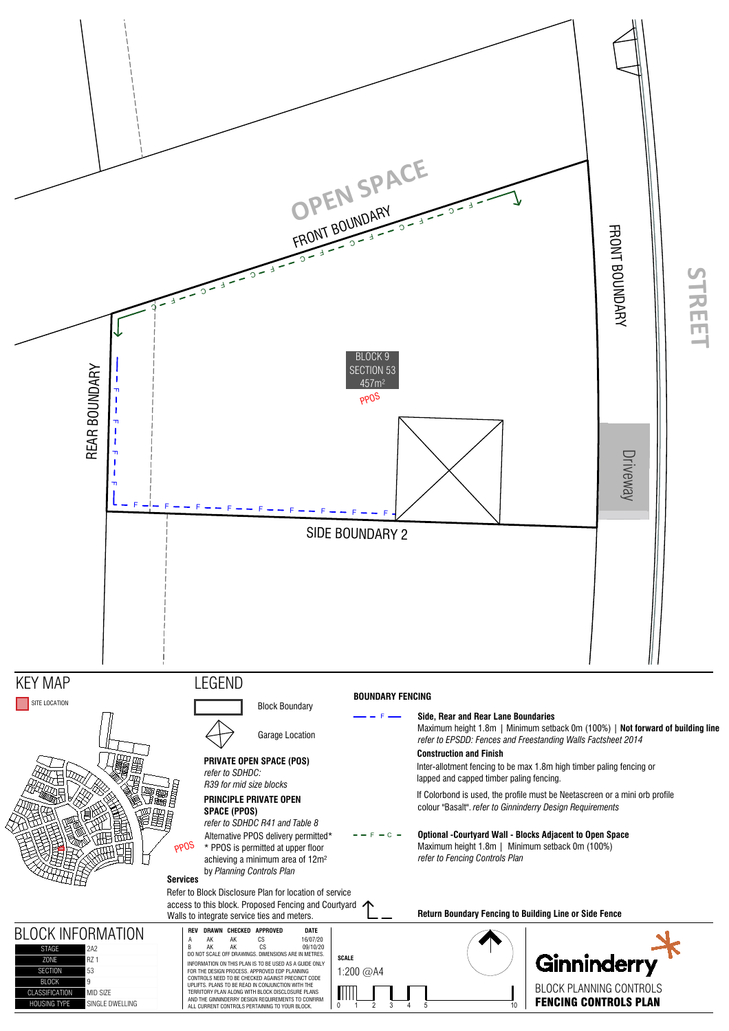OPEN SPACE

FRONT BOUNDARY

FRONT BOUNDARY

STREET

REAR BOUNDARY

BLOCK 9
SECTION 53
457m²

PPOS

Driveway

SIDE BOUNDARY 2

## KEY MAP

SITE LOCATION

PPOS

## LEGEND

Block Boundary

Garage Location

**PRIVATE OPEN SPACE (POS)**
*refer to SDHDC:*
*R39 for mid size blocks*

**PRINCIPLE PRIVATE OPEN SPACE (PPOS)**
*refer to SDHDC R41 and Table 8*
Alternative PPOS delivery permitted*
* PPOS is permitted at upper floor achieving a minimum area of 12m² by *Planning Controls Plan*

**Services**
Refer to Block Disclosure Plan for location of service access to this block. Proposed Fencing and Courtyard Walls to integrate service ties and meters.

### BOUNDARY FENCING

**Side, Rear and Rear Lane Boundaries**
Maximum height 1.8m | Minimum setback 0m (100%) | **Not forward of building line**
*refer to EPSDD: Fences and Freestanding Walls Factsheet 2014*

**Construction and Finish**
Inter-allotment fencing to be max 1.8m high timber paling fencing or lapped and capped timber paling fencing.

If Colorbond is used, the profile must be Neetascreen or a mini orb profile colour "Basalt". *refer to Ginninderry Design Requirements*

**Optional -Courtyard Wall - Blocks Adjacent to Open Space**
Maximum height 1.8m | Minimum setback 0m (100%)
*refer to Fencing Controls Plan*

**Return Boundary Fencing to Building Line or Side Fence**

## BLOCK INFORMATION

| | |
|---|---|
| STAGE | 2A2 |
| ZONE | RZ 1 |
| SECTION | 53 |
| BLOCK | 9 |
| CLASSIFICATION | MID SIZE |
| HOUSING TYPE | SINGLE DWELLING |

| REV | DRAWN | CHECKED | APPROVED | DATE |
|---|---|---|---|---|
| A | AK | AK | CS | 16/07/20 |
| B | AK | AK | CS | 09/10/20 |

DO NOT SCALE OFF DRAWINGS. DIMENSIONS ARE IN METRES.

INFORMATION ON THIS PLAN IS TO BE USED AS A GUIDE ONLY FOR THE DESIGN PROCESS. APPROVED EDP PLANNING CONTROLS NEED TO BE CHECKED AGAINST PRECINCT CODE UPLIFTS. PLANS TO BE READ IN CONJUNCTION WITH THE TERRITORY PLAN ALONG WITH BLOCK DISCLOSURE PLANS AND THE GINNINDERRY DESIGN REQUIREMENTS TO CONFIRM ALL CURRENT CONTROLS PERTAINING TO YOUR BLOCK.

**SCALE**
1:200 @A4

0 1 2 3 4 5 10

Ginninderry

BLOCK PLANNING CONTROLS
**FENCING CONTROLS PLAN**